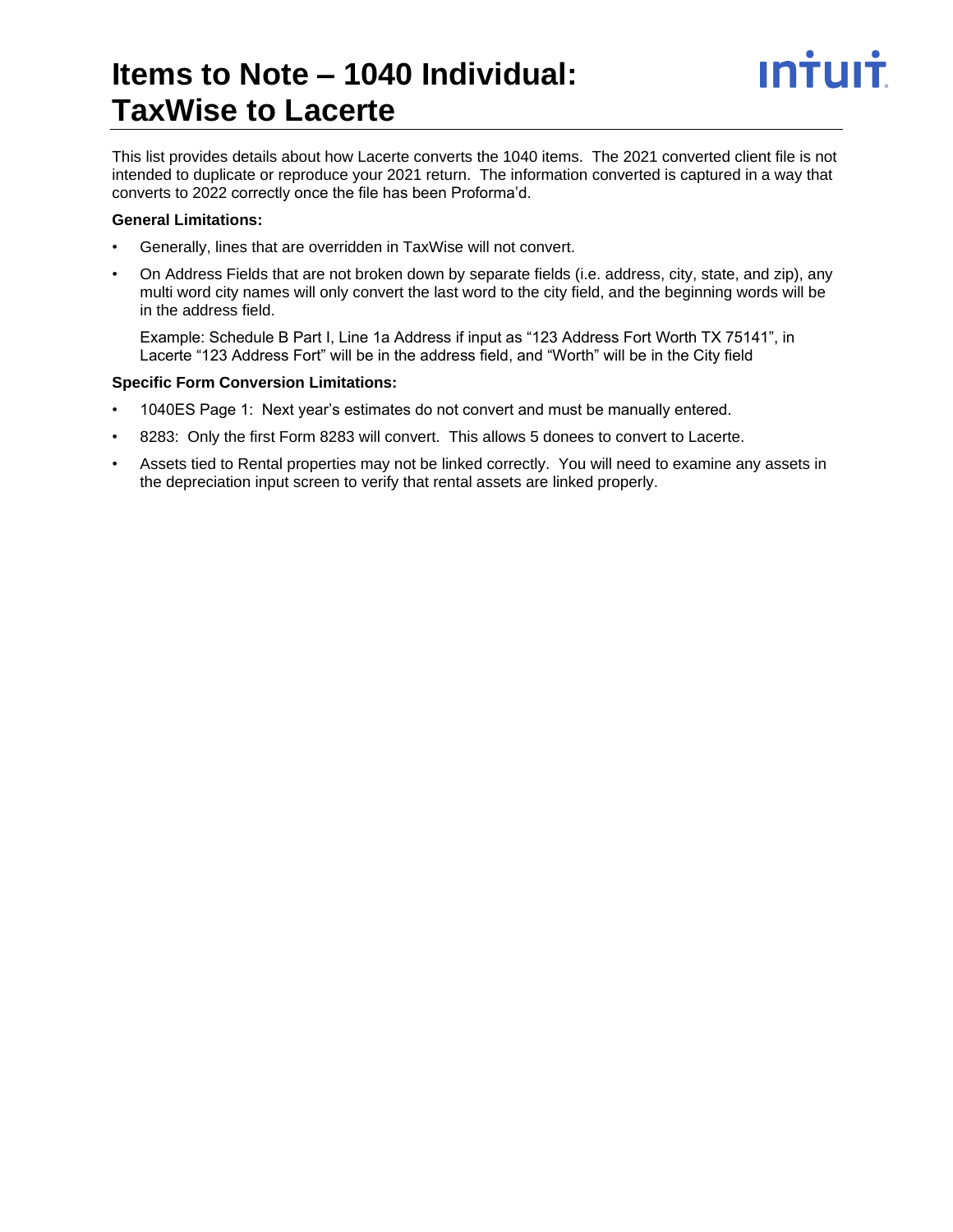# Items to Note – 1040 Individual: TaxWise to Lacerte

This list provides details about how Lacerte converts the 1040 items. The 2021 converted client file is not intended to duplicate or reproduce your 2021 return. The information converted is captured in a way that converts to 2022 correctly once the file has been Proforma'd.

**General Limitations:**

- Generally, lines that are overridden in TaxWise will not convert.
- On Address Fields that are not broken down by separate fields (i.e. address, city, state, and zip), any multi word city names will only convert the last word to the city field, and the beginning words will be in the address field.

  Example: Schedule B Part I, Line 1a Address if input as "123 Address Fort Worth TX 75141", in Lacerte "123 Address Fort" will be in the address field, and "Worth" will be in the City field

**Specific Form Conversion Limitations:**

- 1040ES Page 1: Next year's estimates do not convert and must be manually entered.
- 8283: Only the first Form 8283 will convert. This allows 5 donees to convert to Lacerte.
- Assets tied to Rental properties may not be linked correctly. You will need to examine any assets in the depreciation input screen to verify that rental assets are linked properly.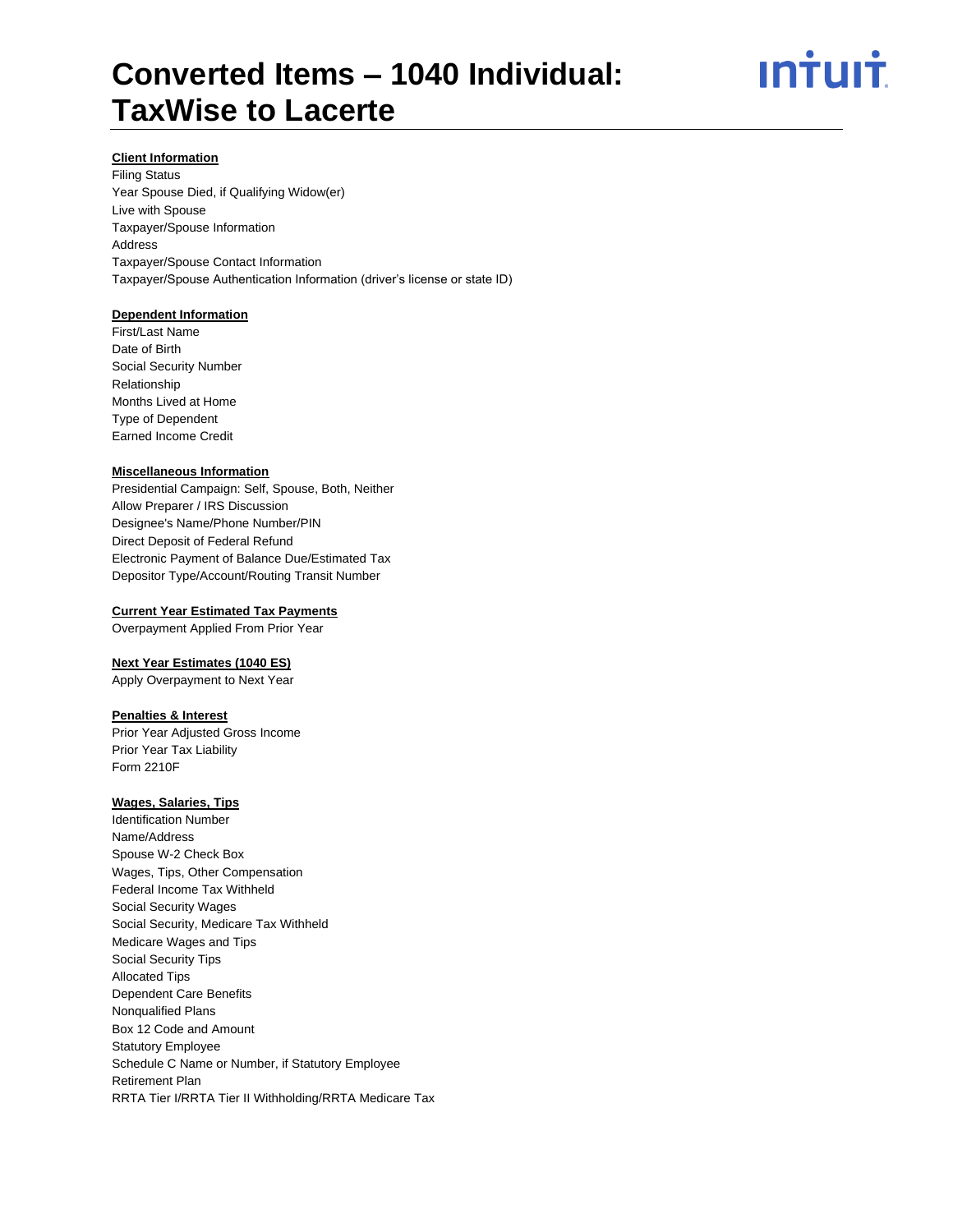# Converted Items – 1040 Individual: TaxWise to Lacerte

**Client Information**

Filing Status
Year Spouse Died, if Qualifying Widow(er)
Live with Spouse
Taxpayer/Spouse Information
Address
Taxpayer/Spouse Contact Information
Taxpayer/Spouse Authentication Information (driver's license or state ID)

**Dependent Information**

First/Last Name
Date of Birth
Social Security Number
Relationship
Months Lived at Home
Type of Dependent
Earned Income Credit

**Miscellaneous Information**

Presidential Campaign: Self, Spouse, Both, Neither
Allow Preparer / IRS Discussion
Designee's Name/Phone Number/PIN
Direct Deposit of Federal Refund
Electronic Payment of Balance Due/Estimated Tax
Depositor Type/Account/Routing Transit Number

**Current Year Estimated Tax Payments**

Overpayment Applied From Prior Year

**Next Year Estimates (1040 ES)**

Apply Overpayment to Next Year

**Penalties & Interest**

Prior Year Adjusted Gross Income
Prior Year Tax Liability
Form 2210F

**Wages, Salaries, Tips**

Identification Number
Name/Address
Spouse W-2 Check Box
Wages, Tips, Other Compensation
Federal Income Tax Withheld
Social Security Wages
Social Security, Medicare Tax Withheld
Medicare Wages and Tips
Social Security Tips
Allocated Tips
Dependent Care Benefits
Nonqualified Plans
Box 12 Code and Amount
Statutory Employee
Schedule C Name or Number, if Statutory Employee
Retirement Plan
RRTA Tier I/RRTA Tier II Withholding/RRTA Medicare Tax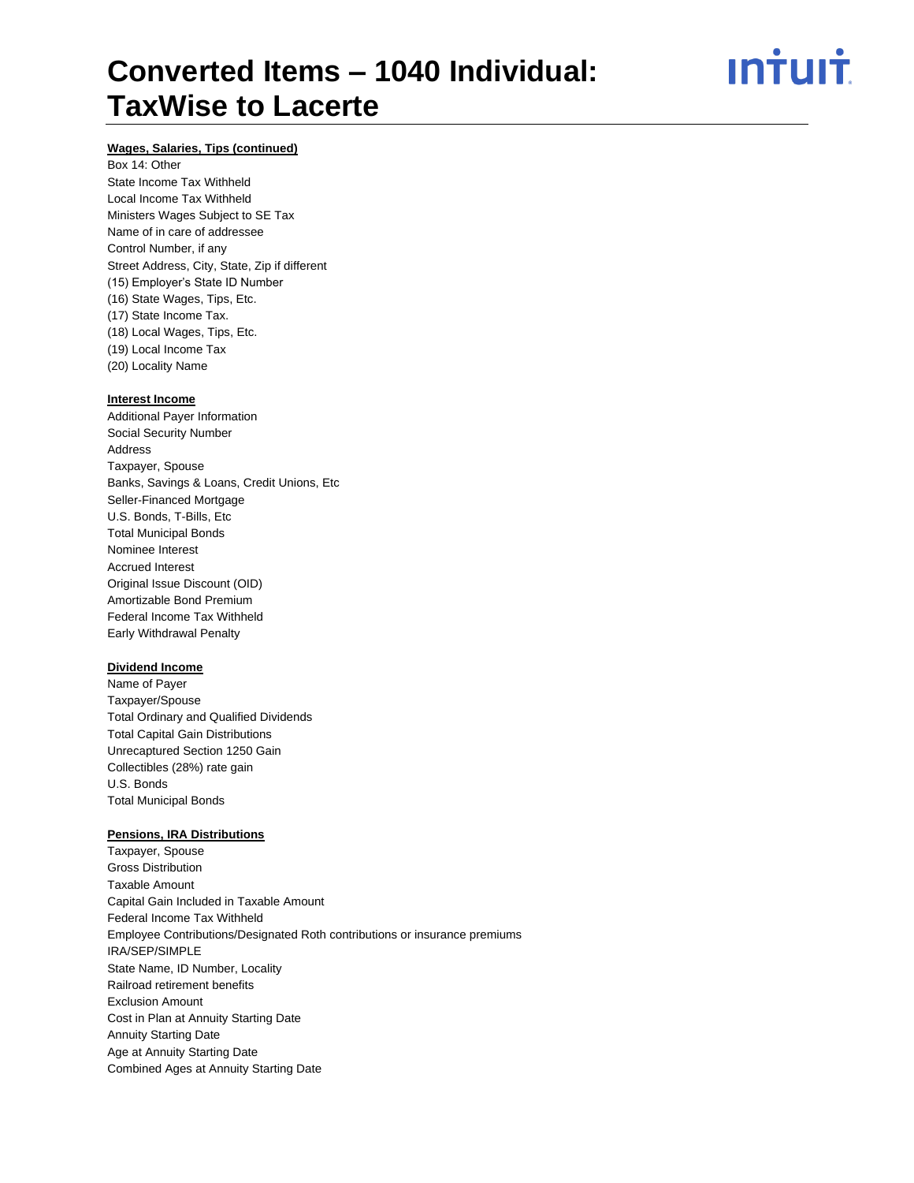## Wages, Salaries, Tips (continued)

Box 14: Other
State Income Tax Withheld
Local Income Tax Withheld
Ministers Wages Subject to SE Tax
Name of in care of addressee
Control Number, if any
Street Address, City, State, Zip if different
(15) Employer's State ID Number
(16) State Wages, Tips, Etc.
(17) State Income Tax.
(18) Local Wages, Tips, Etc.
(19) Local Income Tax
(20) Locality Name

## Interest Income

Additional Payer Information
Social Security Number
Address
Taxpayer, Spouse
Banks, Savings & Loans, Credit Unions, Etc
Seller-Financed Mortgage
U.S. Bonds, T-Bills, Etc
Total Municipal Bonds
Nominee Interest
Accrued Interest
Original Issue Discount (OID)
Amortizable Bond Premium
Federal Income Tax Withheld
Early Withdrawal Penalty

## Dividend Income

Name of Payer
Taxpayer/Spouse
Total Ordinary and Qualified Dividends
Total Capital Gain Distributions
Unrecaptured Section 1250 Gain
Collectibles (28%) rate gain
U.S. Bonds
Total Municipal Bonds

## Pensions, IRA Distributions

Taxpayer, Spouse
Gross Distribution
Taxable Amount
Capital Gain Included in Taxable Amount
Federal Income Tax Withheld
Employee Contributions/Designated Roth contributions or insurance premiums
IRA/SEP/SIMPLE
State Name, ID Number, Locality
Railroad retirement benefits
Exclusion Amount
Cost in Plan at Annuity Starting Date
Annuity Starting Date
Age at Annuity Starting Date
Combined Ages at Annuity Starting Date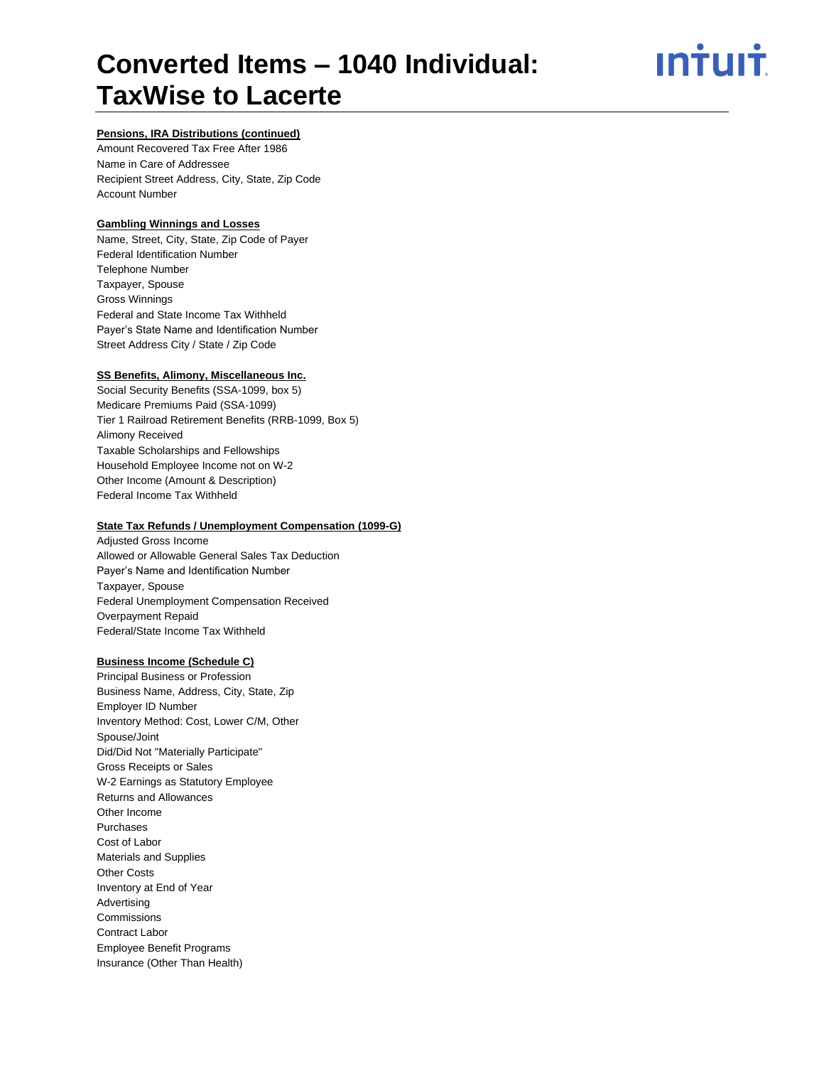#### Pensions, IRA Distributions (continued)

Amount Recovered Tax Free After 1986
Name in Care of Addressee
Recipient Street Address, City, State, Zip Code
Account Number

#### Gambling Winnings and Losses

Name, Street, City, State, Zip Code of Payer
Federal Identification Number
Telephone Number
Taxpayer, Spouse
Gross Winnings
Federal and State Income Tax Withheld
Payer's State Name and Identification Number
Street Address City / State / Zip Code

#### SS Benefits, Alimony, Miscellaneous Inc.

Social Security Benefits (SSA-1099, box 5)
Medicare Premiums Paid (SSA-1099)
Tier 1 Railroad Retirement Benefits (RRB-1099, Box 5)
Alimony Received
Taxable Scholarships and Fellowships
Household Employee Income not on W-2
Other Income (Amount & Description)
Federal Income Tax Withheld

#### State Tax Refunds / Unemployment Compensation (1099-G)

Adjusted Gross Income
Allowed or Allowable General Sales Tax Deduction
Payer's Name and Identification Number
Taxpayer, Spouse
Federal Unemployment Compensation Received
Overpayment Repaid
Federal/State Income Tax Withheld

#### Business Income (Schedule C)

Principal Business or Profession
Business Name, Address, City, State, Zip
Employer ID Number
Inventory Method: Cost, Lower C/M, Other
Spouse/Joint
Did/Did Not "Materially Participate"
Gross Receipts or Sales
W-2 Earnings as Statutory Employee
Returns and Allowances
Other Income
Purchases
Cost of Labor
Materials and Supplies
Other Costs
Inventory at End of Year
Advertising
Commissions
Contract Labor
Employee Benefit Programs
Insurance (Other Than Health)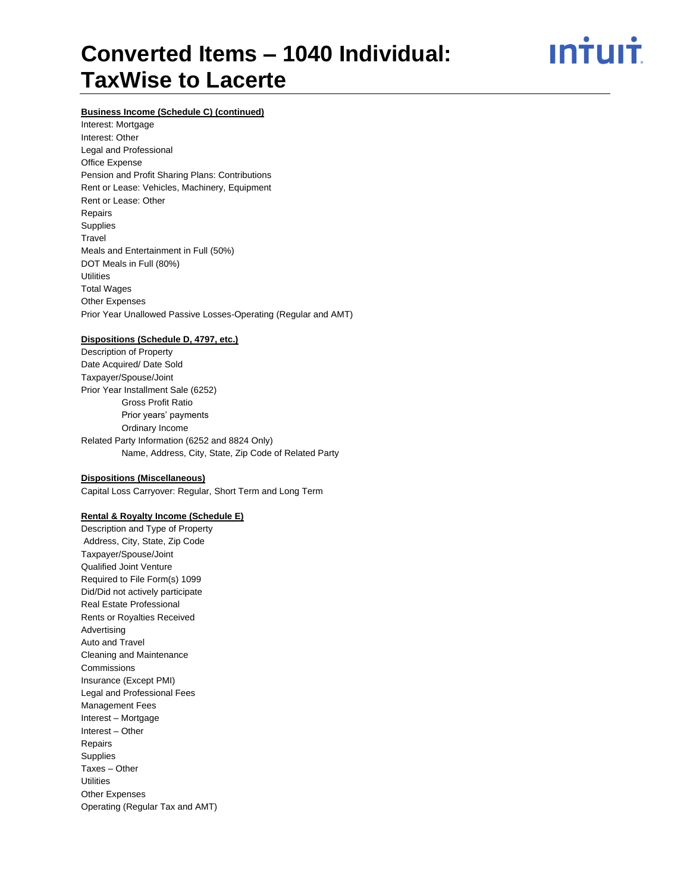**Business Income (Schedule C) (continued)**

Interest: Mortgage
Interest: Other
Legal and Professional
Office Expense
Pension and Profit Sharing Plans: Contributions
Rent or Lease: Vehicles, Machinery, Equipment
Rent or Lease: Other
Repairs
Supplies
Travel
Meals and Entertainment in Full (50%)
DOT Meals in Full (80%)
Utilities
Total Wages
Other Expenses
Prior Year Unallowed Passive Losses-Operating (Regular and AMT)

**Dispositions (Schedule D, 4797, etc.)**

Description of Property
Date Acquired/ Date Sold
Taxpayer/Spouse/Joint
Prior Year Installment Sale (6252)

- Gross Profit Ratio
- Prior years' payments
- Ordinary Income

Related Party Information (6252 and 8824 Only)

- Name, Address, City, State, Zip Code of Related Party

**Dispositions (Miscellaneous)**

Capital Loss Carryover: Regular, Short Term and Long Term

**Rental & Royalty Income (Schedule E)**

Description and Type of Property
Address, City, State, Zip Code
Taxpayer/Spouse/Joint
Qualified Joint Venture
Required to File Form(s) 1099
Did/Did not actively participate
Real Estate Professional
Rents or Royalties Received
Advertising
Auto and Travel
Cleaning and Maintenance
Commissions
Insurance (Except PMI)
Legal and Professional Fees
Management Fees
Interest – Mortgage
Interest – Other
Repairs
Supplies
Taxes – Other
Utilities
Other Expenses
Operating (Regular Tax and AMT)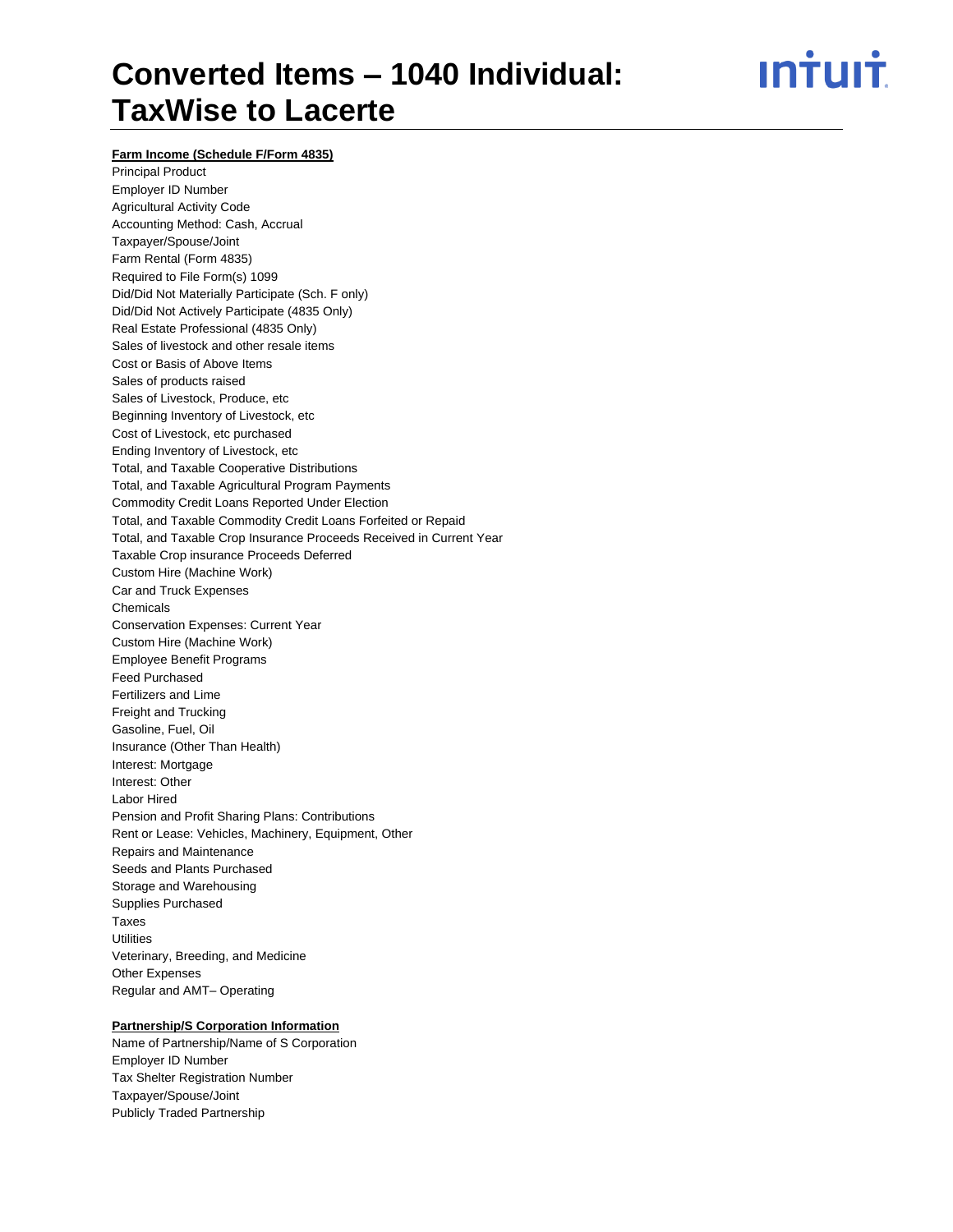# Converted Items – 1040 Individual: TaxWise to Lacerte

**Farm Income (Schedule F/Form 4835)**

Principal Product
Employer ID Number
Agricultural Activity Code
Accounting Method: Cash, Accrual
Taxpayer/Spouse/Joint
Farm Rental (Form 4835)
Required to File Form(s) 1099
Did/Did Not Materially Participate (Sch. F only)
Did/Did Not Actively Participate (4835 Only)
Real Estate Professional (4835 Only)
Sales of livestock and other resale items
Cost or Basis of Above Items
Sales of products raised
Sales of Livestock, Produce, etc
Beginning Inventory of Livestock, etc
Cost of Livestock, etc purchased
Ending Inventory of Livestock, etc
Total, and Taxable Cooperative Distributions
Total, and Taxable Agricultural Program Payments
Commodity Credit Loans Reported Under Election
Total, and Taxable Commodity Credit Loans Forfeited or Repaid
Total, and Taxable Crop Insurance Proceeds Received in Current Year
Taxable Crop insurance Proceeds Deferred
Custom Hire (Machine Work)
Car and Truck Expenses
Chemicals
Conservation Expenses: Current Year
Custom Hire (Machine Work)
Employee Benefit Programs
Feed Purchased
Fertilizers and Lime
Freight and Trucking
Gasoline, Fuel, Oil
Insurance (Other Than Health)
Interest: Mortgage
Interest: Other
Labor Hired
Pension and Profit Sharing Plans: Contributions
Rent or Lease: Vehicles, Machinery, Equipment, Other
Repairs and Maintenance
Seeds and Plants Purchased
Storage and Warehousing
Supplies Purchased
Taxes
Utilities
Veterinary, Breeding, and Medicine
Other Expenses
Regular and AMT– Operating

**Partnership/S Corporation Information**

Name of Partnership/Name of S Corporation
Employer ID Number
Tax Shelter Registration Number
Taxpayer/Spouse/Joint
Publicly Traded Partnership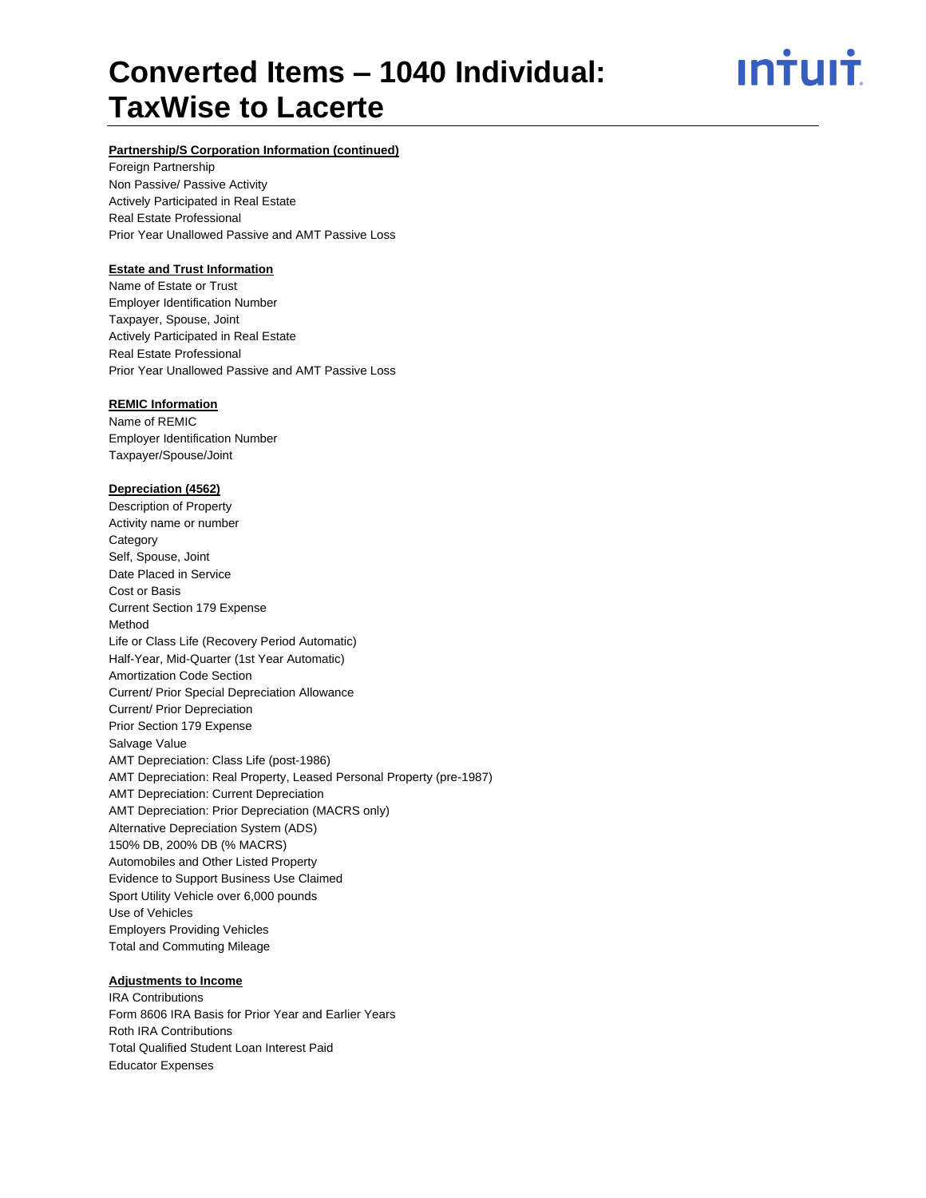**Partnership/S Corporation Information (continued)**

Foreign Partnership
Non Passive/ Passive Activity
Actively Participated in Real Estate
Real Estate Professional
Prior Year Unallowed Passive and AMT Passive Loss

**Estate and Trust Information**

Name of Estate or Trust
Employer Identification Number
Taxpayer, Spouse, Joint
Actively Participated in Real Estate
Real Estate Professional
Prior Year Unallowed Passive and AMT Passive Loss

**REMIC Information**

Name of REMIC
Employer Identification Number
Taxpayer/Spouse/Joint

**Depreciation (4562)**

Description of Property
Activity name or number
Category
Self, Spouse, Joint
Date Placed in Service
Cost or Basis
Current Section 179 Expense
Method
Life or Class Life (Recovery Period Automatic)
Half-Year, Mid-Quarter (1st Year Automatic)
Amortization Code Section
Current/ Prior Special Depreciation Allowance
Current/ Prior Depreciation
Prior Section 179 Expense
Salvage Value
AMT Depreciation: Class Life (post-1986)
AMT Depreciation: Real Property, Leased Personal Property (pre-1987)
AMT Depreciation: Current Depreciation
AMT Depreciation: Prior Depreciation (MACRS only)
Alternative Depreciation System (ADS)
150% DB, 200% DB (% MACRS)
Automobiles and Other Listed Property
Evidence to Support Business Use Claimed
Sport Utility Vehicle over 6,000 pounds
Use of Vehicles
Employers Providing Vehicles
Total and Commuting Mileage

**Adjustments to Income**

IRA Contributions
Form 8606 IRA Basis for Prior Year and Earlier Years
Roth IRA Contributions
Total Qualified Student Loan Interest Paid
Educator Expenses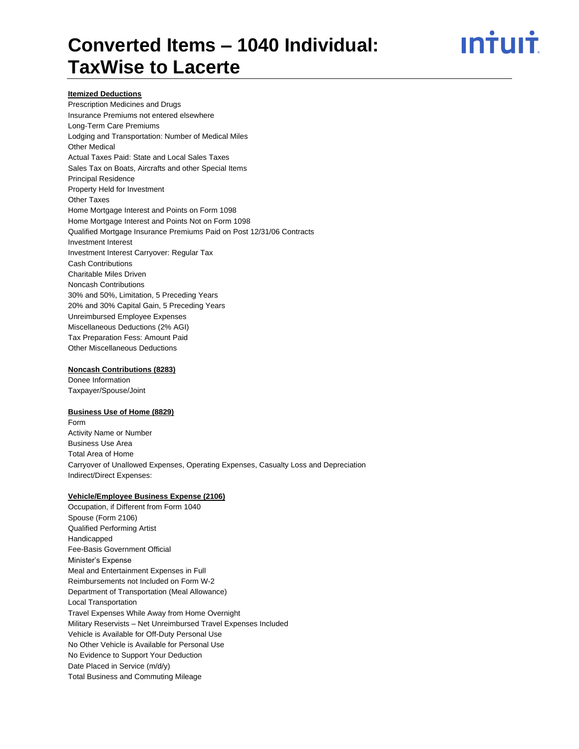# Converted Items – 1040 Individual: TaxWise to Lacerte

**Itemized Deductions**

Prescription Medicines and Drugs
Insurance Premiums not entered elsewhere
Long-Term Care Premiums
Lodging and Transportation: Number of Medical Miles
Other Medical
Actual Taxes Paid: State and Local Sales Taxes
Sales Tax on Boats, Aircrafts and other Special Items
Principal Residence
Property Held for Investment
Other Taxes
Home Mortgage Interest and Points on Form 1098
Home Mortgage Interest and Points Not on Form 1098
Qualified Mortgage Insurance Premiums Paid on Post 12/31/06 Contracts
Investment Interest
Investment Interest Carryover: Regular Tax
Cash Contributions
Charitable Miles Driven
Noncash Contributions
30% and 50%, Limitation, 5 Preceding Years
20% and 30% Capital Gain, 5 Preceding Years
Unreimbursed Employee Expenses
Miscellaneous Deductions (2% AGI)
Tax Preparation Fess: Amount Paid
Other Miscellaneous Deductions

**Noncash Contributions (8283)**

Donee Information
Taxpayer/Spouse/Joint

**Business Use of Home (8829)**

Form
Activity Name or Number
Business Use Area
Total Area of Home
Carryover of Unallowed Expenses, Operating Expenses, Casualty Loss and Depreciation
Indirect/Direct Expenses:

**Vehicle/Employee Business Expense (2106)**

Occupation, if Different from Form 1040
Spouse (Form 2106)
Qualified Performing Artist
Handicapped
Fee-Basis Government Official
Minister's Expense
Meal and Entertainment Expenses in Full
Reimbursements not Included on Form W-2
Department of Transportation (Meal Allowance)
Local Transportation
Travel Expenses While Away from Home Overnight
Military Reservists – Net Unreimbursed Travel Expenses Included
Vehicle is Available for Off-Duty Personal Use
No Other Vehicle is Available for Personal Use
No Evidence to Support Your Deduction
Date Placed in Service (m/d/y)
Total Business and Commuting Mileage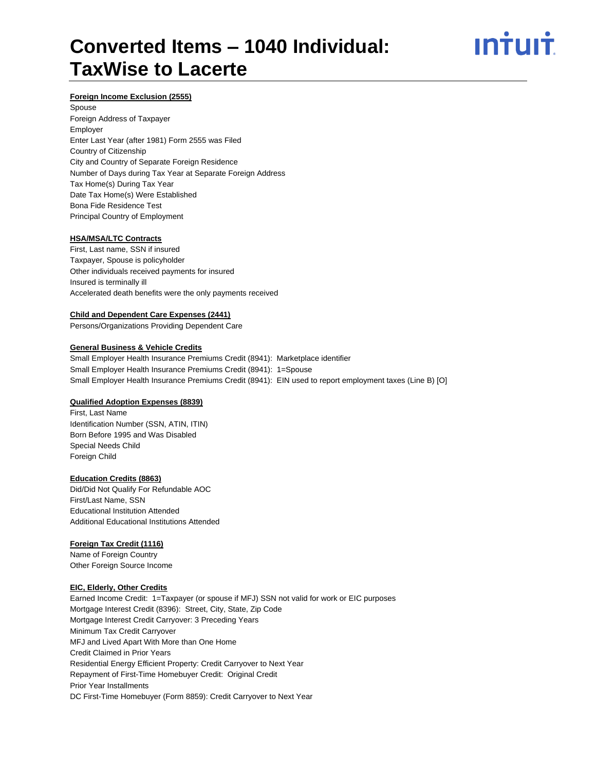# Converted Items – 1040 Individual: TaxWise to Lacerte

**Foreign Income Exclusion (2555)**

Spouse
Foreign Address of Taxpayer
Employer
Enter Last Year (after 1981) Form 2555 was Filed
Country of Citizenship
City and Country of Separate Foreign Residence
Number of Days during Tax Year at Separate Foreign Address
Tax Home(s) During Tax Year
Date Tax Home(s) Were Established
Bona Fide Residence Test
Principal Country of Employment

**HSA/MSA/LTC Contracts**

First, Last name, SSN if insured
Taxpayer, Spouse is policyholder
Other individuals received payments for insured
Insured is terminally ill
Accelerated death benefits were the only payments received

**Child and Dependent Care Expenses (2441)**

Persons/Organizations Providing Dependent Care

**General Business & Vehicle Credits**

Small Employer Health Insurance Premiums Credit (8941): Marketplace identifier
Small Employer Health Insurance Premiums Credit (8941): 1=Spouse
Small Employer Health Insurance Premiums Credit (8941): EIN used to report employment taxes (Line B) [O]

**Qualified Adoption Expenses (8839)**

First, Last Name
Identification Number (SSN, ATIN, ITIN)
Born Before 1995 and Was Disabled
Special Needs Child
Foreign Child

**Education Credits (8863)**

Did/Did Not Qualify For Refundable AOC
First/Last Name, SSN
Educational Institution Attended
Additional Educational Institutions Attended

**Foreign Tax Credit (1116)**

Name of Foreign Country
Other Foreign Source Income

**EIC, Elderly, Other Credits**

Earned Income Credit: 1=Taxpayer (or spouse if MFJ) SSN not valid for work or EIC purposes
Mortgage Interest Credit (8396): Street, City, State, Zip Code
Mortgage Interest Credit Carryover: 3 Preceding Years
Minimum Tax Credit Carryover
MFJ and Lived Apart With More than One Home
Credit Claimed in Prior Years
Residential Energy Efficient Property: Credit Carryover to Next Year
Repayment of First-Time Homebuyer Credit: Original Credit
Prior Year Installments
DC First-Time Homebuyer (Form 8859): Credit Carryover to Next Year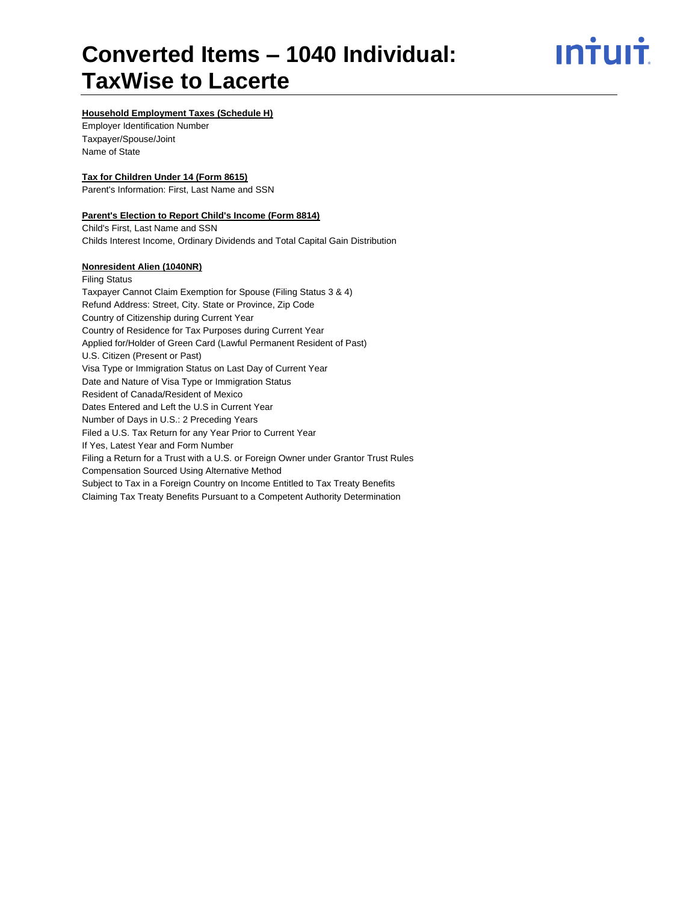# Converted Items – 1040 Individual: TaxWise to Lacerte

**Household Employment Taxes (Schedule H)**

Employer Identification Number
Taxpayer/Spouse/Joint
Name of State

**Tax for Children Under 14 (Form 8615)**

Parent's Information: First, Last Name and SSN

**Parent's Election to Report Child's Income (Form 8814)**

Child's First, Last Name and SSN
Childs Interest Income, Ordinary Dividends and Total Capital Gain Distribution

**Nonresident Alien (1040NR)**

Filing Status
Taxpayer Cannot Claim Exemption for Spouse (Filing Status 3 & 4)
Refund Address: Street, City. State or Province, Zip Code
Country of Citizenship during Current Year
Country of Residence for Tax Purposes during Current Year
Applied for/Holder of Green Card (Lawful Permanent Resident of Past)
U.S. Citizen (Present or Past)
Visa Type or Immigration Status on Last Day of Current Year
Date and Nature of Visa Type or Immigration Status
Resident of Canada/Resident of Mexico
Dates Entered and Left the U.S in Current Year
Number of Days in U.S.: 2 Preceding Years
Filed a U.S. Tax Return for any Year Prior to Current Year
If Yes, Latest Year and Form Number
Filing a Return for a Trust with a U.S. or Foreign Owner under Grantor Trust Rules
Compensation Sourced Using Alternative Method
Subject to Tax in a Foreign Country on Income Entitled to Tax Treaty Benefits
Claiming Tax Treaty Benefits Pursuant to a Competent Authority Determination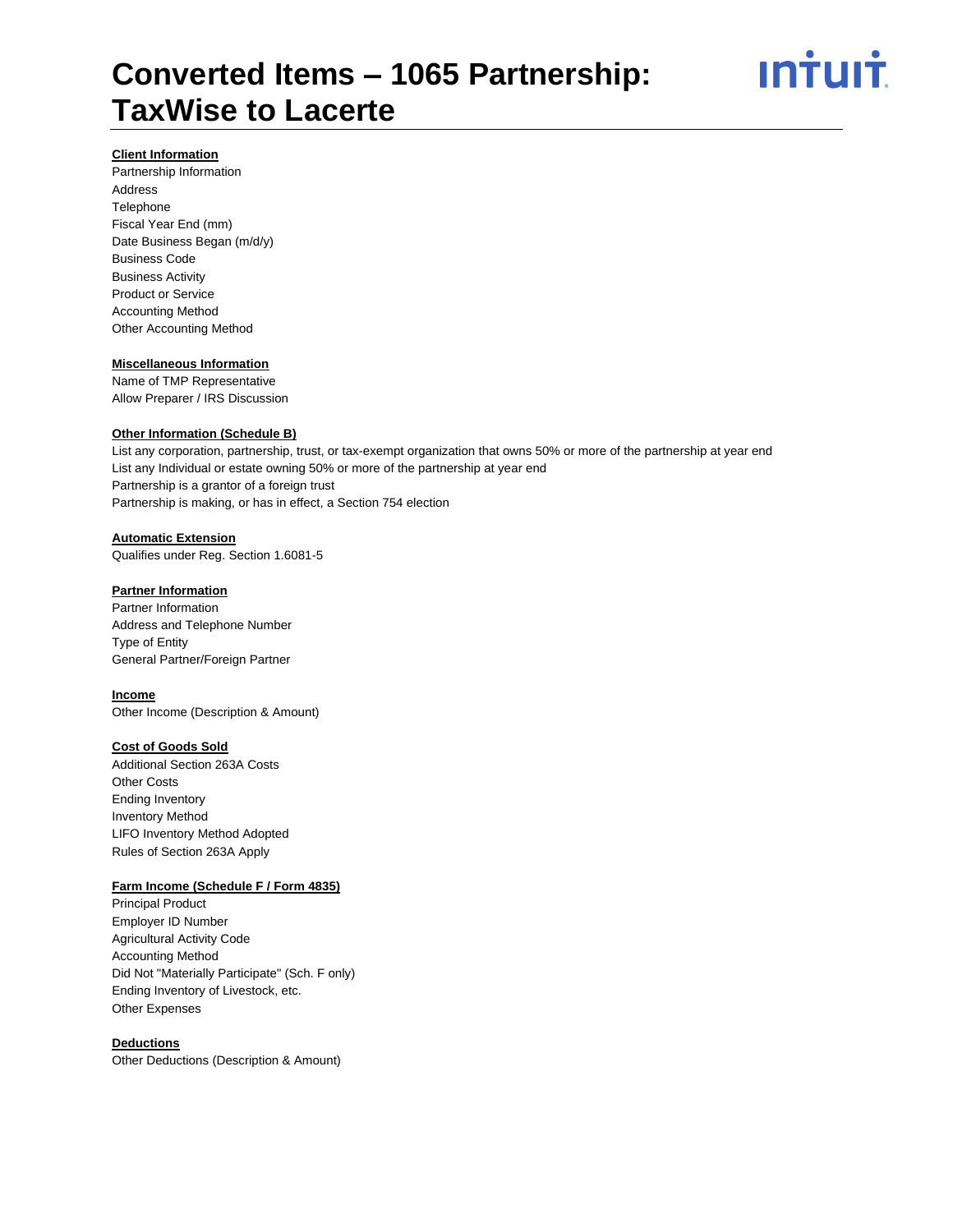# Converted Items – 1065 Partnership: TaxWise to Lacerte

**Client Information**

Partnership Information
Address
Telephone
Fiscal Year End (mm)
Date Business Began (m/d/y)
Business Code
Business Activity
Product or Service
Accounting Method
Other Accounting Method

**Miscellaneous Information**

Name of TMP Representative
Allow Preparer / IRS Discussion

**Other Information (Schedule B)**

List any corporation, partnership, trust, or tax-exempt organization that owns 50% or more of the partnership at year end
List any Individual or estate owning 50% or more of the partnership at year end
Partnership is a grantor of a foreign trust
Partnership is making, or has in effect, a Section 754 election

**Automatic Extension**

Qualifies under Reg. Section 1.6081-5

**Partner Information**

Partner Information
Address and Telephone Number
Type of Entity
General Partner/Foreign Partner

**Income**

Other Income (Description & Amount)

**Cost of Goods Sold**

Additional Section 263A Costs
Other Costs
Ending Inventory
Inventory Method
LIFO Inventory Method Adopted
Rules of Section 263A Apply

**Farm Income (Schedule F / Form 4835)**

Principal Product
Employer ID Number
Agricultural Activity Code
Accounting Method
Did Not "Materially Participate" (Sch. F only)
Ending Inventory of Livestock, etc.
Other Expenses

**Deductions**

Other Deductions (Description & Amount)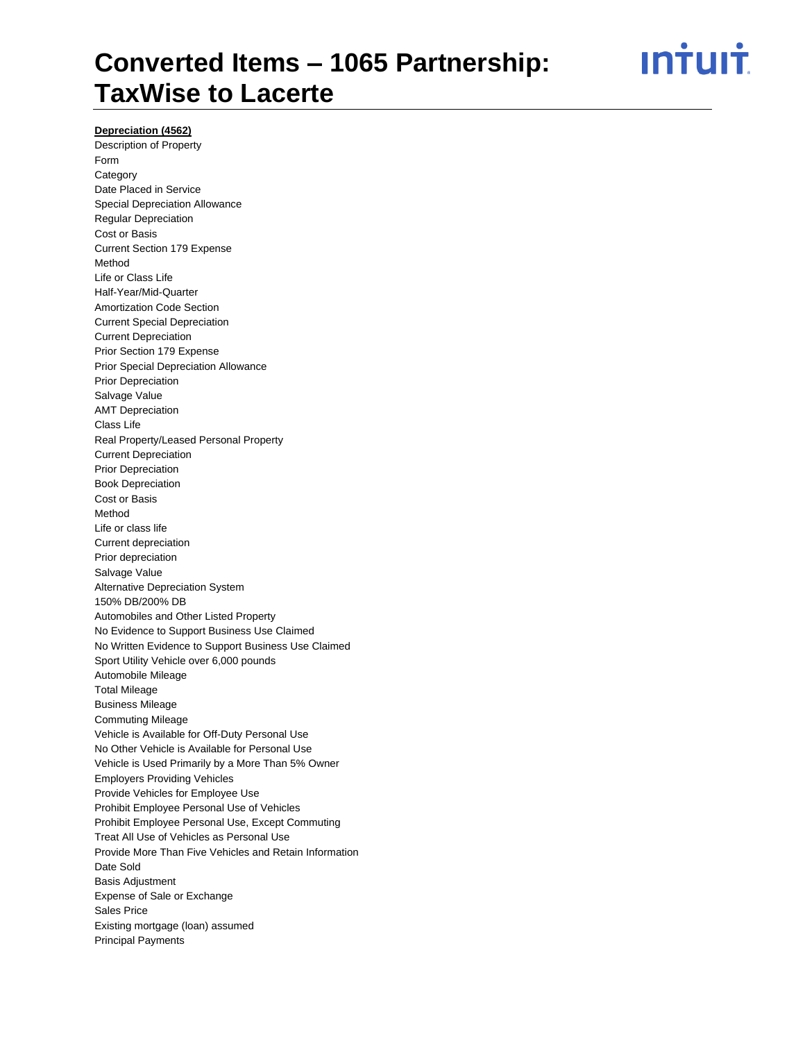# Converted Items – 1065 Partnership: TaxWise to Lacerte

**Depreciation (4562)**

Description of Property
Form
Category
Date Placed in Service
Special Depreciation Allowance
Regular Depreciation
Cost or Basis
Current Section 179 Expense
Method
Life or Class Life
Half-Year/Mid-Quarter
Amortization Code Section
Current Special Depreciation
Current Depreciation
Prior Section 179 Expense
Prior Special Depreciation Allowance
Prior Depreciation
Salvage Value
AMT Depreciation
Class Life
Real Property/Leased Personal Property
Current Depreciation
Prior Depreciation
Book Depreciation
Cost or Basis
Method
Life or class life
Current depreciation
Prior depreciation
Salvage Value
Alternative Depreciation System
150% DB/200% DB
Automobiles and Other Listed Property
No Evidence to Support Business Use Claimed
No Written Evidence to Support Business Use Claimed
Sport Utility Vehicle over 6,000 pounds
Automobile Mileage
Total Mileage
Business Mileage
Commuting Mileage
Vehicle is Available for Off-Duty Personal Use
No Other Vehicle is Available for Personal Use
Vehicle is Used Primarily by a More Than 5% Owner
Employers Providing Vehicles
Provide Vehicles for Employee Use
Prohibit Employee Personal Use of Vehicles
Prohibit Employee Personal Use, Except Commuting
Treat All Use of Vehicles as Personal Use
Provide More Than Five Vehicles and Retain Information
Date Sold
Basis Adjustment
Expense of Sale or Exchange
Sales Price
Existing mortgage (loan) assumed
Principal Payments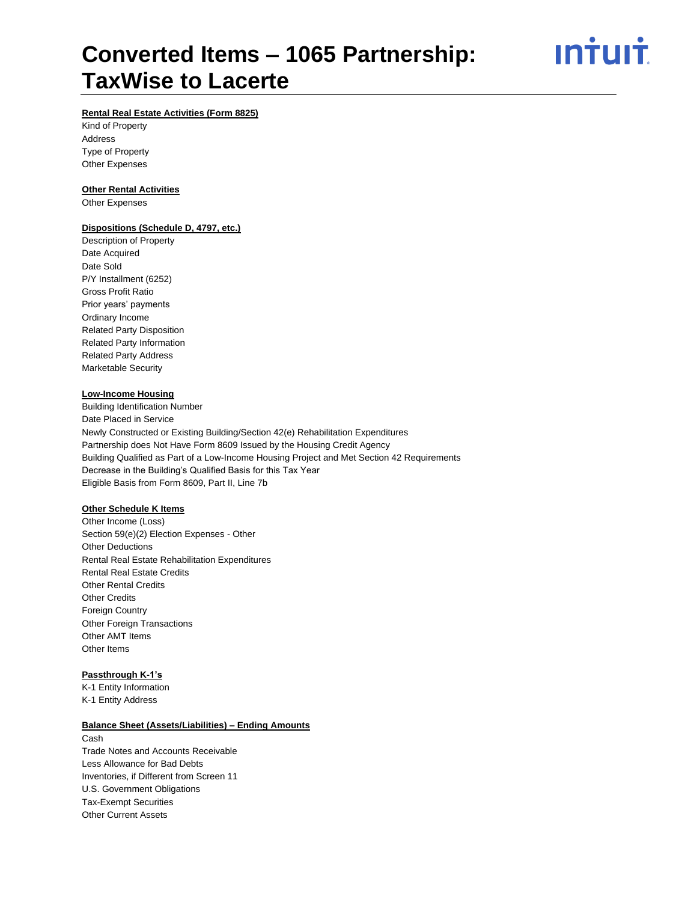# Converted Items – 1065 Partnership: TaxWise to Lacerte

**Rental Real Estate Activities (Form 8825)**

Kind of Property
Address
Type of Property
Other Expenses

**Other Rental Activities**

Other Expenses

**Dispositions (Schedule D, 4797, etc.)**

Description of Property
Date Acquired
Date Sold
P/Y Installment (6252)
Gross Profit Ratio
Prior years' payments
Ordinary Income
Related Party Disposition
Related Party Information
Related Party Address
Marketable Security

**Low-Income Housing**

Building Identification Number
Date Placed in Service
Newly Constructed or Existing Building/Section 42(e) Rehabilitation Expenditures
Partnership does Not Have Form 8609 Issued by the Housing Credit Agency
Building Qualified as Part of a Low-Income Housing Project and Met Section 42 Requirements
Decrease in the Building's Qualified Basis for this Tax Year
Eligible Basis from Form 8609, Part II, Line 7b

**Other Schedule K Items**

Other Income (Loss)
Section 59(e)(2) Election Expenses - Other
Other Deductions
Rental Real Estate Rehabilitation Expenditures
Rental Real Estate Credits
Other Rental Credits
Other Credits
Foreign Country
Other Foreign Transactions
Other AMT Items
Other Items

**Passthrough K-1's**

K-1 Entity Information
K-1 Entity Address

**Balance Sheet (Assets/Liabilities) – Ending Amounts**

Cash
Trade Notes and Accounts Receivable
Less Allowance for Bad Debts
Inventories, if Different from Screen 11
U.S. Government Obligations
Tax-Exempt Securities
Other Current Assets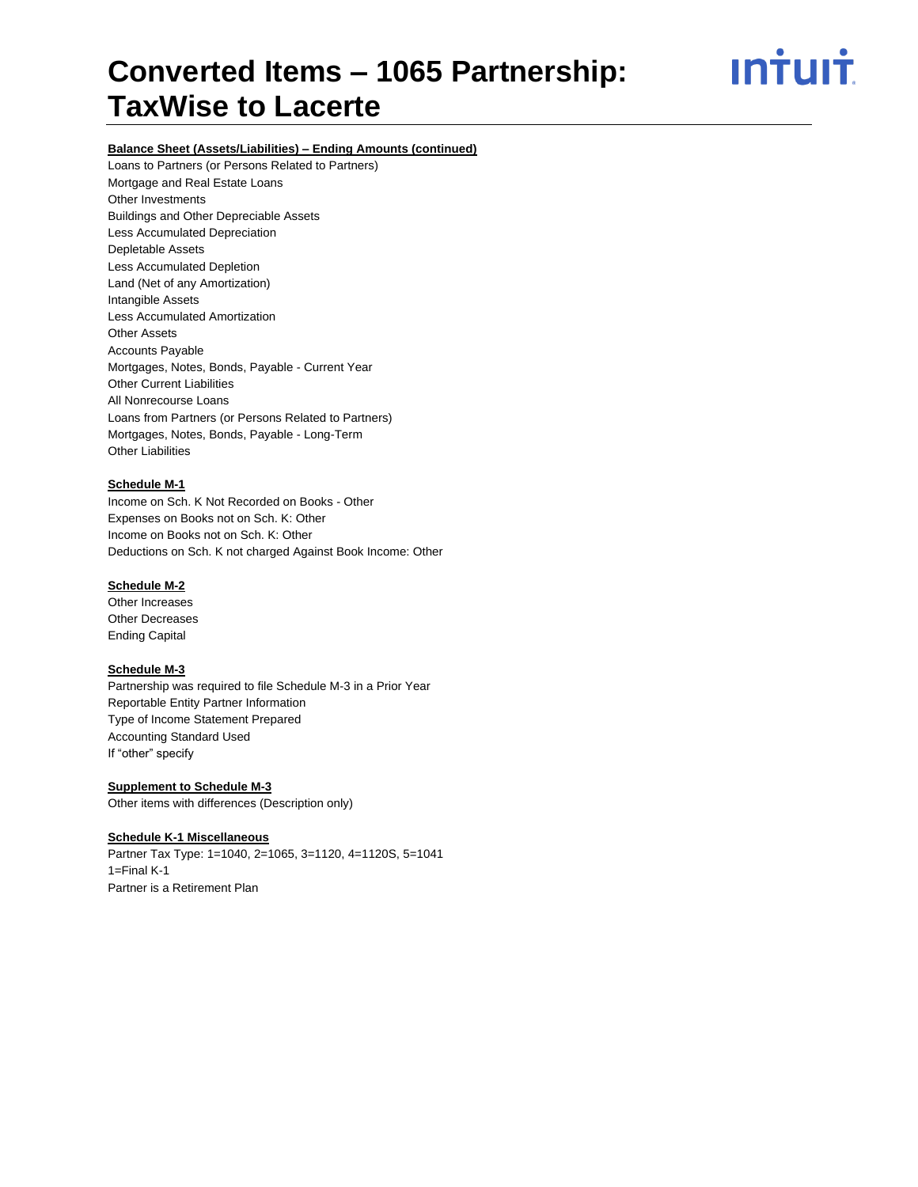# Converted Items – 1065 Partnership: TaxWise to Lacerte

**Balance Sheet (Assets/Liabilities) – Ending Amounts (continued)**

Loans to Partners (or Persons Related to Partners)
Mortgage and Real Estate Loans
Other Investments
Buildings and Other Depreciable Assets
Less Accumulated Depreciation
Depletable Assets
Less Accumulated Depletion
Land (Net of any Amortization)
Intangible Assets
Less Accumulated Amortization
Other Assets
Accounts Payable
Mortgages, Notes, Bonds, Payable - Current Year
Other Current Liabilities
All Nonrecourse Loans
Loans from Partners (or Persons Related to Partners)
Mortgages, Notes, Bonds, Payable - Long-Term
Other Liabilities

**Schedule M-1**

Income on Sch. K Not Recorded on Books - Other
Expenses on Books not on Sch. K: Other
Income on Books not on Sch. K: Other
Deductions on Sch. K not charged Against Book Income: Other

**Schedule M-2**

Other Increases
Other Decreases
Ending Capital

**Schedule M-3**

Partnership was required to file Schedule M-3 in a Prior Year
Reportable Entity Partner Information
Type of Income Statement Prepared
Accounting Standard Used
If "other" specify

**Supplement to Schedule M-3**

Other items with differences (Description only)

**Schedule K-1 Miscellaneous**

Partner Tax Type: 1=1040, 2=1065, 3=1120, 4=1120S, 5=1041
1=Final K-1
Partner is a Retirement Plan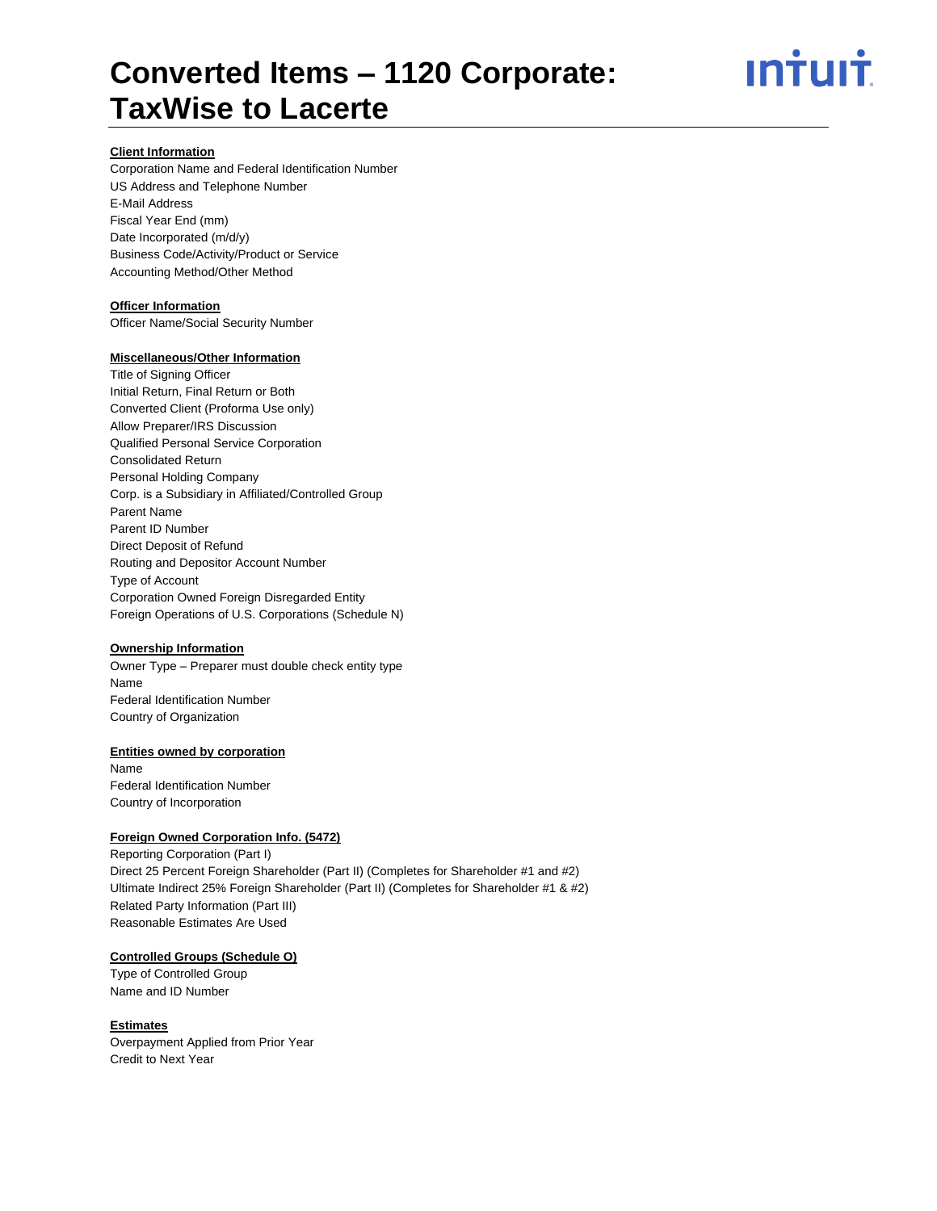# Converted Items – 1120 Corporate: TaxWise to Lacerte

**Client Information**

Corporation Name and Federal Identification Number
US Address and Telephone Number
E-Mail Address
Fiscal Year End (mm)
Date Incorporated (m/d/y)
Business Code/Activity/Product or Service
Accounting Method/Other Method

**Officer Information**

Officer Name/Social Security Number

**Miscellaneous/Other Information**

Title of Signing Officer
Initial Return, Final Return or Both
Converted Client (Proforma Use only)
Allow Preparer/IRS Discussion
Qualified Personal Service Corporation
Consolidated Return
Personal Holding Company
Corp. is a Subsidiary in Affiliated/Controlled Group
Parent Name
Parent ID Number
Direct Deposit of Refund
Routing and Depositor Account Number
Type of Account
Corporation Owned Foreign Disregarded Entity
Foreign Operations of U.S. Corporations (Schedule N)

**Ownership Information**

Owner Type – Preparer must double check entity type
Name
Federal Identification Number
Country of Organization

**Entities owned by corporation**

Name
Federal Identification Number
Country of Incorporation

**Foreign Owned Corporation Info. (5472)**

Reporting Corporation (Part I)
Direct 25 Percent Foreign Shareholder (Part II) (Completes for Shareholder #1 and #2)
Ultimate Indirect 25% Foreign Shareholder (Part II) (Completes for Shareholder #1 & #2)
Related Party Information (Part III)
Reasonable Estimates Are Used

**Controlled Groups (Schedule O)**

Type of Controlled Group
Name and ID Number

**Estimates**

Overpayment Applied from Prior Year
Credit to Next Year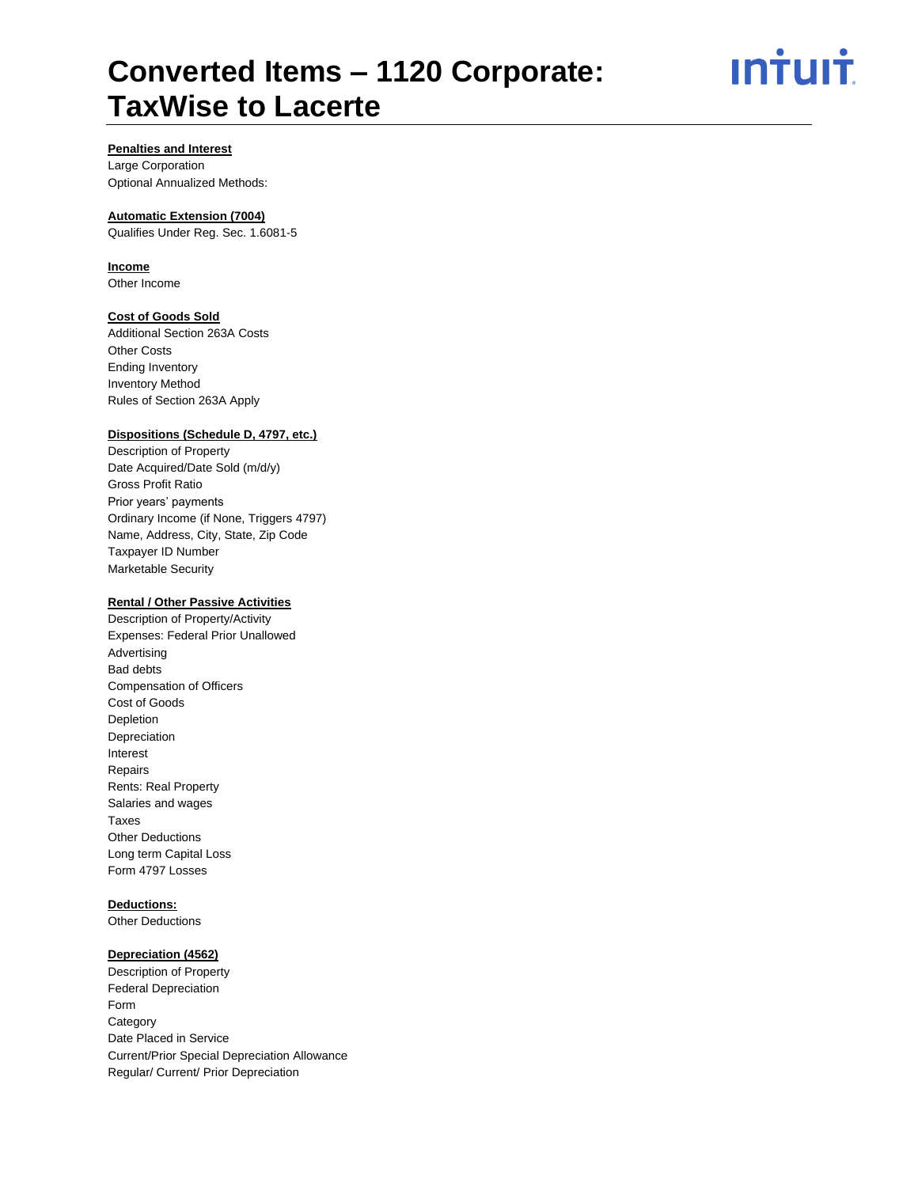# Converted Items – 1120 Corporate: TaxWise to Lacerte

**Penalties and Interest**

Large Corporation
Optional Annualized Methods:

**Automatic Extension (7004)**

Qualifies Under Reg. Sec. 1.6081-5

**Income**

Other Income

**Cost of Goods Sold**

Additional Section 263A Costs
Other Costs
Ending Inventory
Inventory Method
Rules of Section 263A Apply

**Dispositions (Schedule D, 4797, etc.)**

Description of Property
Date Acquired/Date Sold (m/d/y)
Gross Profit Ratio
Prior years' payments
Ordinary Income (if None, Triggers 4797)
Name, Address, City, State, Zip Code
Taxpayer ID Number
Marketable Security

**Rental / Other Passive Activities**

Description of Property/Activity
Expenses: Federal Prior Unallowed
Advertising
Bad debts
Compensation of Officers
Cost of Goods
Depletion
Depreciation
Interest
Repairs
Rents: Real Property
Salaries and wages
Taxes
Other Deductions
Long term Capital Loss
Form 4797 Losses

**Deductions:**

Other Deductions

**Depreciation (4562)**

Description of Property
Federal Depreciation
Form
Category
Date Placed in Service
Current/Prior Special Depreciation Allowance
Regular/ Current/ Prior Depreciation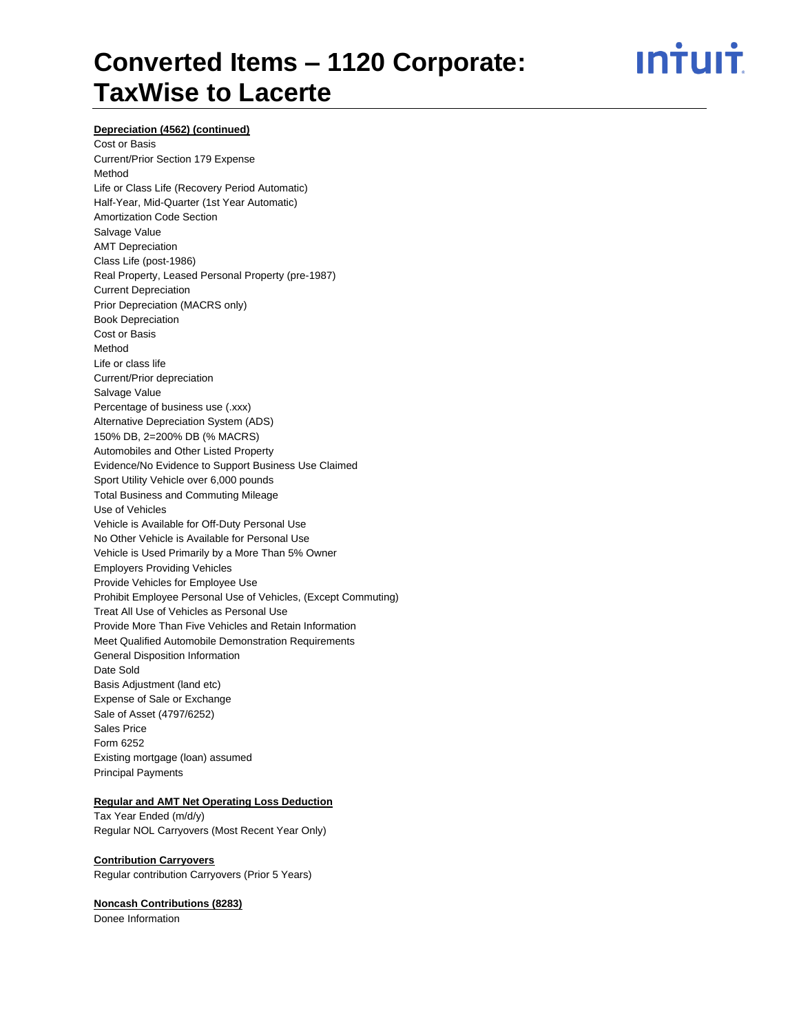**Depreciation (4562) (continued)**

Cost or Basis
Current/Prior Section 179 Expense
Method
Life or Class Life (Recovery Period Automatic)
Half-Year, Mid-Quarter (1st Year Automatic)
Amortization Code Section
Salvage Value
AMT Depreciation
Class Life (post-1986)
Real Property, Leased Personal Property (pre-1987)
Current Depreciation
Prior Depreciation (MACRS only)
Book Depreciation
Cost or Basis
Method
Life or class life
Current/Prior depreciation
Salvage Value
Percentage of business use (.xxx)
Alternative Depreciation System (ADS)
150% DB, 2=200% DB (% MACRS)
Automobiles and Other Listed Property
Evidence/No Evidence to Support Business Use Claimed
Sport Utility Vehicle over 6,000 pounds
Total Business and Commuting Mileage
Use of Vehicles
Vehicle is Available for Off-Duty Personal Use
No Other Vehicle is Available for Personal Use
Vehicle is Used Primarily by a More Than 5% Owner
Employers Providing Vehicles
Provide Vehicles for Employee Use
Prohibit Employee Personal Use of Vehicles, (Except Commuting)
Treat All Use of Vehicles as Personal Use
Provide More Than Five Vehicles and Retain Information
Meet Qualified Automobile Demonstration Requirements
General Disposition Information
Date Sold
Basis Adjustment (land etc)
Expense of Sale or Exchange
Sale of Asset (4797/6252)
Sales Price
Form 6252
Existing mortgage (loan) assumed
Principal Payments

**Regular and AMT Net Operating Loss Deduction**

Tax Year Ended (m/d/y)
Regular NOL Carryovers (Most Recent Year Only)

**Contribution Carryovers**

Regular contribution Carryovers (Prior 5 Years)

**Noncash Contributions (8283)**

Donee Information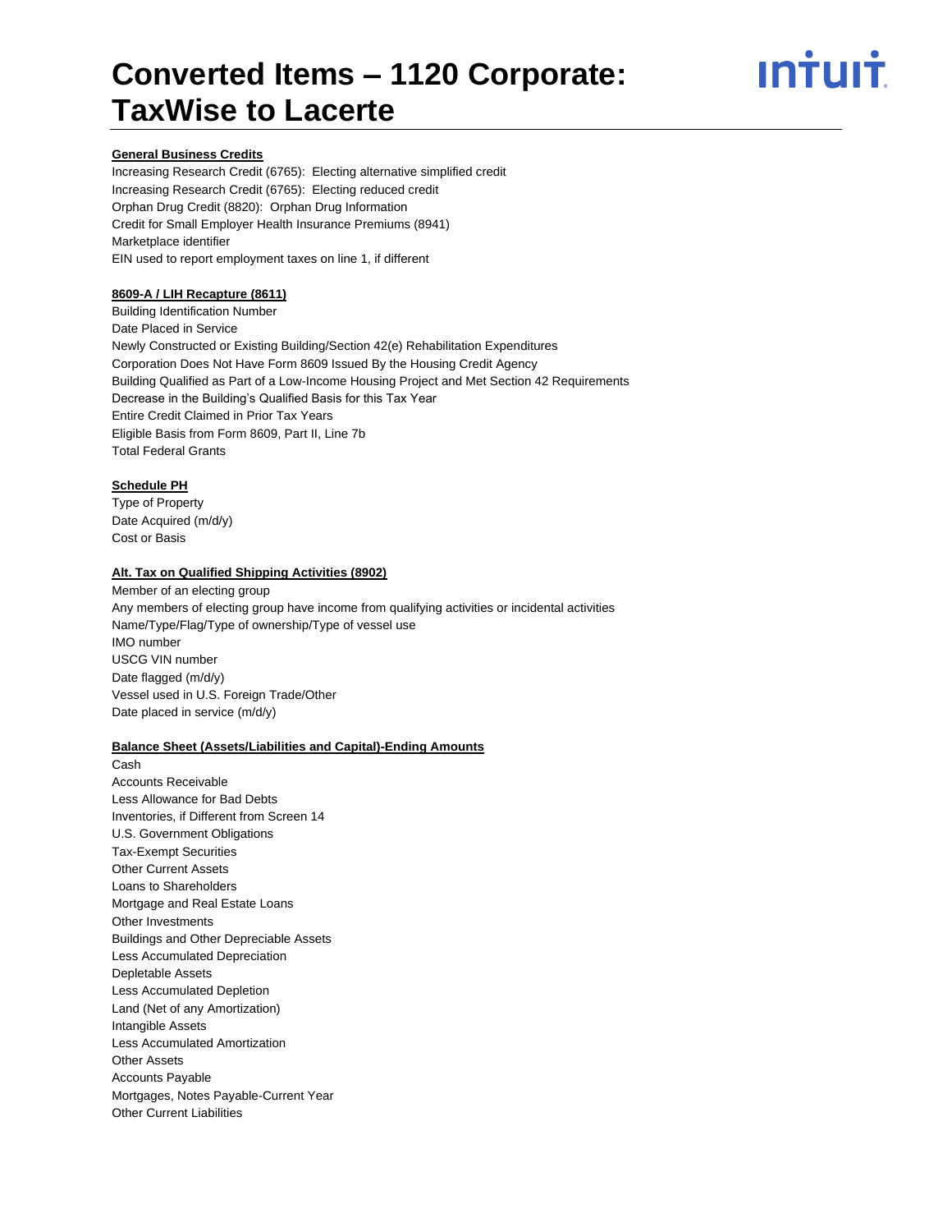# Converted Items – 1120 Corporate: TaxWise to Lacerte

**General Business Credits**

Increasing Research Credit (6765): Electing alternative simplified credit
Increasing Research Credit (6765): Electing reduced credit
Orphan Drug Credit (8820): Orphan Drug Information
Credit for Small Employer Health Insurance Premiums (8941)
Marketplace identifier
EIN used to report employment taxes on line 1, if different

**8609-A / LIH Recapture (8611)**

Building Identification Number
Date Placed in Service
Newly Constructed or Existing Building/Section 42(e) Rehabilitation Expenditures
Corporation Does Not Have Form 8609 Issued By the Housing Credit Agency
Building Qualified as Part of a Low-Income Housing Project and Met Section 42 Requirements
Decrease in the Building's Qualified Basis for this Tax Year
Entire Credit Claimed in Prior Tax Years
Eligible Basis from Form 8609, Part II, Line 7b
Total Federal Grants

**Schedule PH**

Type of Property
Date Acquired (m/d/y)
Cost or Basis

**Alt. Tax on Qualified Shipping Activities (8902)**

Member of an electing group
Any members of electing group have income from qualifying activities or incidental activities
Name/Type/Flag/Type of ownership/Type of vessel use
IMO number
USCG VIN number
Date flagged (m/d/y)
Vessel used in U.S. Foreign Trade/Other
Date placed in service (m/d/y)

**Balance Sheet (Assets/Liabilities and Capital)-Ending Amounts**

Cash
Accounts Receivable
Less Allowance for Bad Debts
Inventories, if Different from Screen 14
U.S. Government Obligations
Tax-Exempt Securities
Other Current Assets
Loans to Shareholders
Mortgage and Real Estate Loans
Other Investments
Buildings and Other Depreciable Assets
Less Accumulated Depreciation
Depletable Assets
Less Accumulated Depletion
Land (Net of any Amortization)
Intangible Assets
Less Accumulated Amortization
Other Assets
Accounts Payable
Mortgages, Notes Payable-Current Year
Other Current Liabilities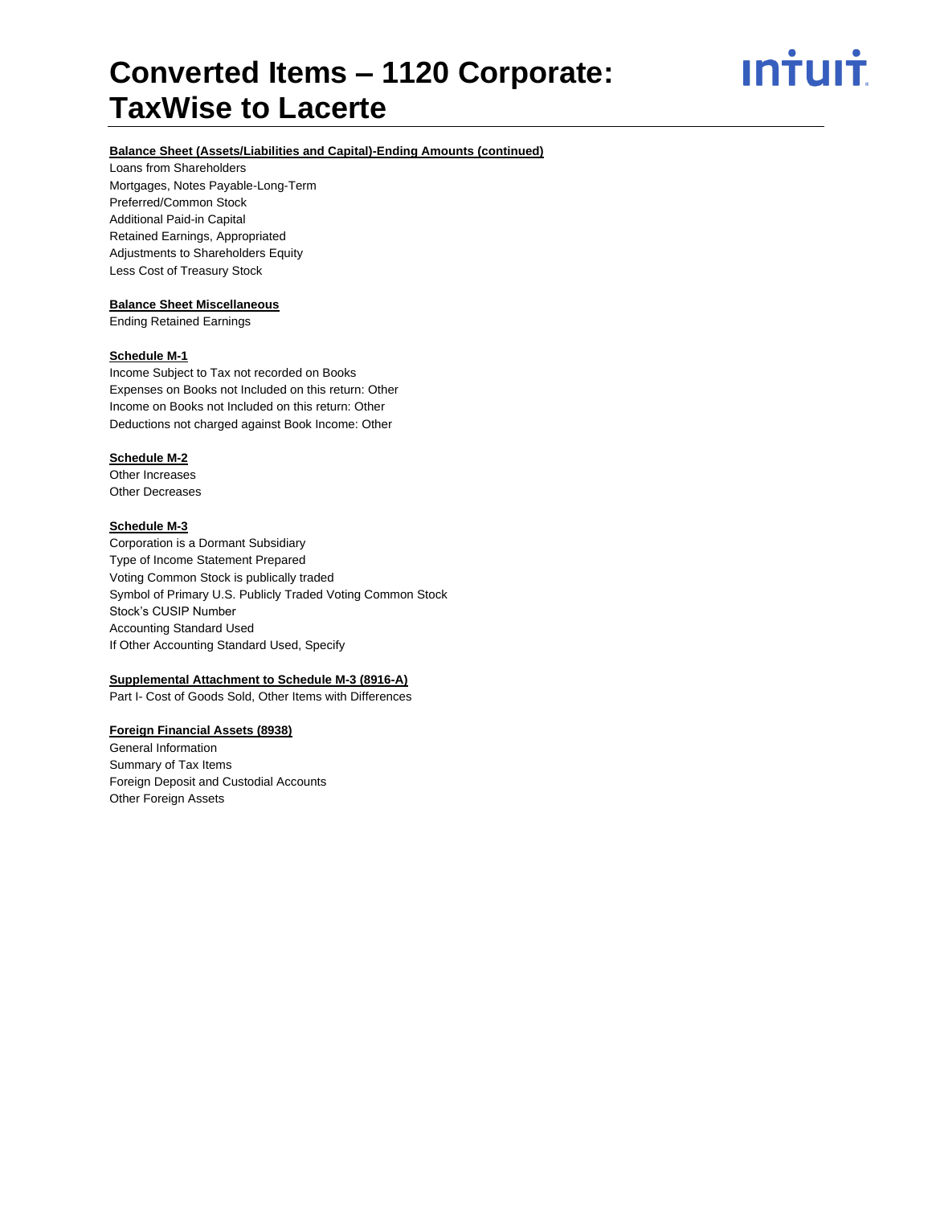**Balance Sheet (Assets/Liabilities and Capital)-Ending Amounts (continued)**

Loans from Shareholders
Mortgages, Notes Payable-Long-Term
Preferred/Common Stock
Additional Paid-in Capital
Retained Earnings, Appropriated
Adjustments to Shareholders Equity
Less Cost of Treasury Stock

**Balance Sheet Miscellaneous**

Ending Retained Earnings

**Schedule M-1**

Income Subject to Tax not recorded on Books
Expenses on Books not Included on this return: Other
Income on Books not Included on this return: Other
Deductions not charged against Book Income: Other

**Schedule M-2**

Other Increases
Other Decreases

**Schedule M-3**

Corporation is a Dormant Subsidiary
Type of Income Statement Prepared
Voting Common Stock is publically traded
Symbol of Primary U.S. Publicly Traded Voting Common Stock
Stock's CUSIP Number
Accounting Standard Used
If Other Accounting Standard Used, Specify

**Supplemental Attachment to Schedule M-3 (8916-A)**

Part I- Cost of Goods Sold, Other Items with Differences

**Foreign Financial Assets (8938)**

General Information
Summary of Tax Items
Foreign Deposit and Custodial Accounts
Other Foreign Assets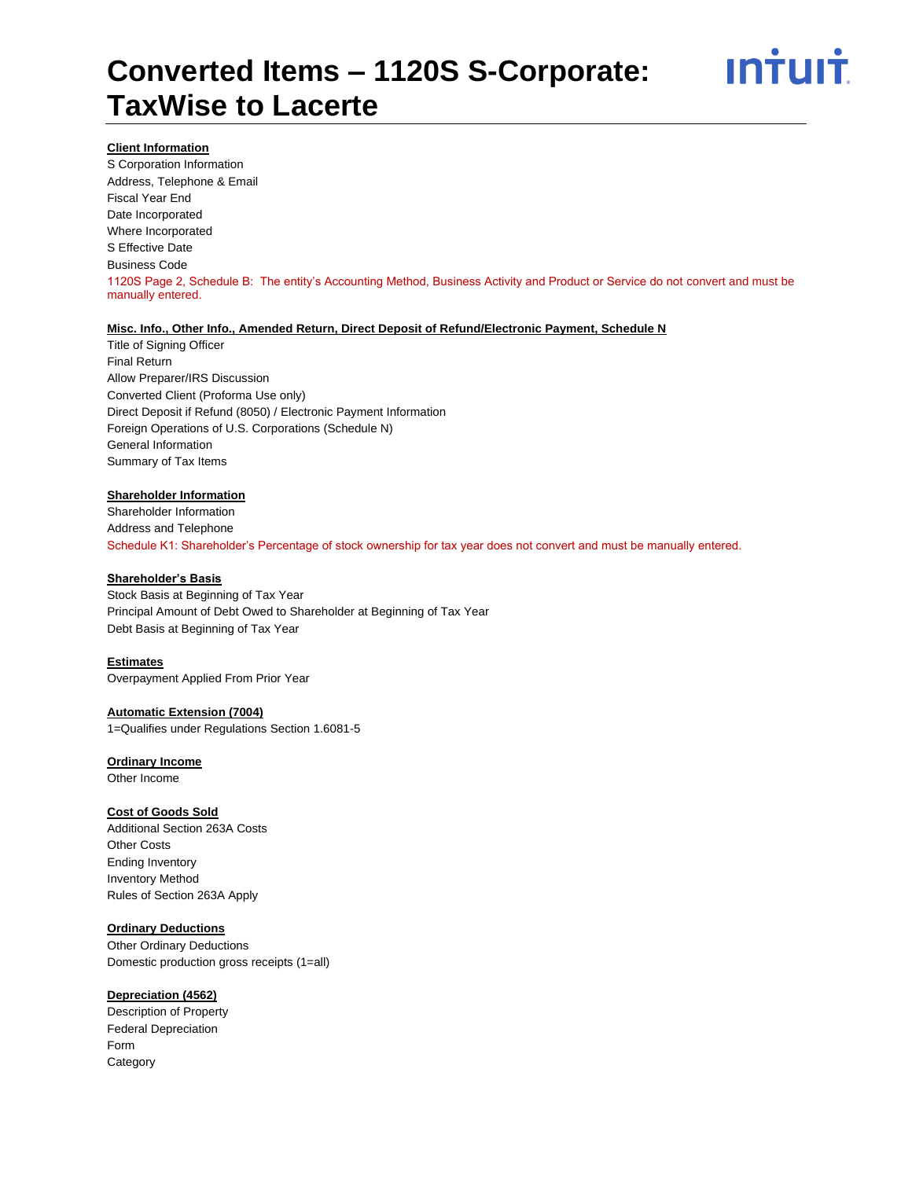# Converted Items – 1120S S-Corporate: TaxWise to Lacerte

**Client Information**

S Corporation Information
Address, Telephone & Email
Fiscal Year End
Date Incorporated
Where Incorporated
S Effective Date
Business Code
1120S Page 2, Schedule B: The entity's Accounting Method, Business Activity and Product or Service do not convert and must be manually entered.

**Misc. Info., Other Info., Amended Return, Direct Deposit of Refund/Electronic Payment, Schedule N**

Title of Signing Officer
Final Return
Allow Preparer/IRS Discussion
Converted Client (Proforma Use only)
Direct Deposit if Refund (8050) / Electronic Payment Information
Foreign Operations of U.S. Corporations (Schedule N)
General Information
Summary of Tax Items

**Shareholder Information**

Shareholder Information
Address and Telephone
Schedule K1: Shareholder's Percentage of stock ownership for tax year does not convert and must be manually entered.

**Shareholder's Basis**

Stock Basis at Beginning of Tax Year
Principal Amount of Debt Owed to Shareholder at Beginning of Tax Year
Debt Basis at Beginning of Tax Year

**Estimates**

Overpayment Applied From Prior Year

**Automatic Extension (7004)**

1=Qualifies under Regulations Section 1.6081-5

**Ordinary Income**

Other Income

**Cost of Goods Sold**

Additional Section 263A Costs
Other Costs
Ending Inventory
Inventory Method
Rules of Section 263A Apply

**Ordinary Deductions**

Other Ordinary Deductions
Domestic production gross receipts (1=all)

**Depreciation (4562)**

Description of Property
Federal Depreciation
Form
Category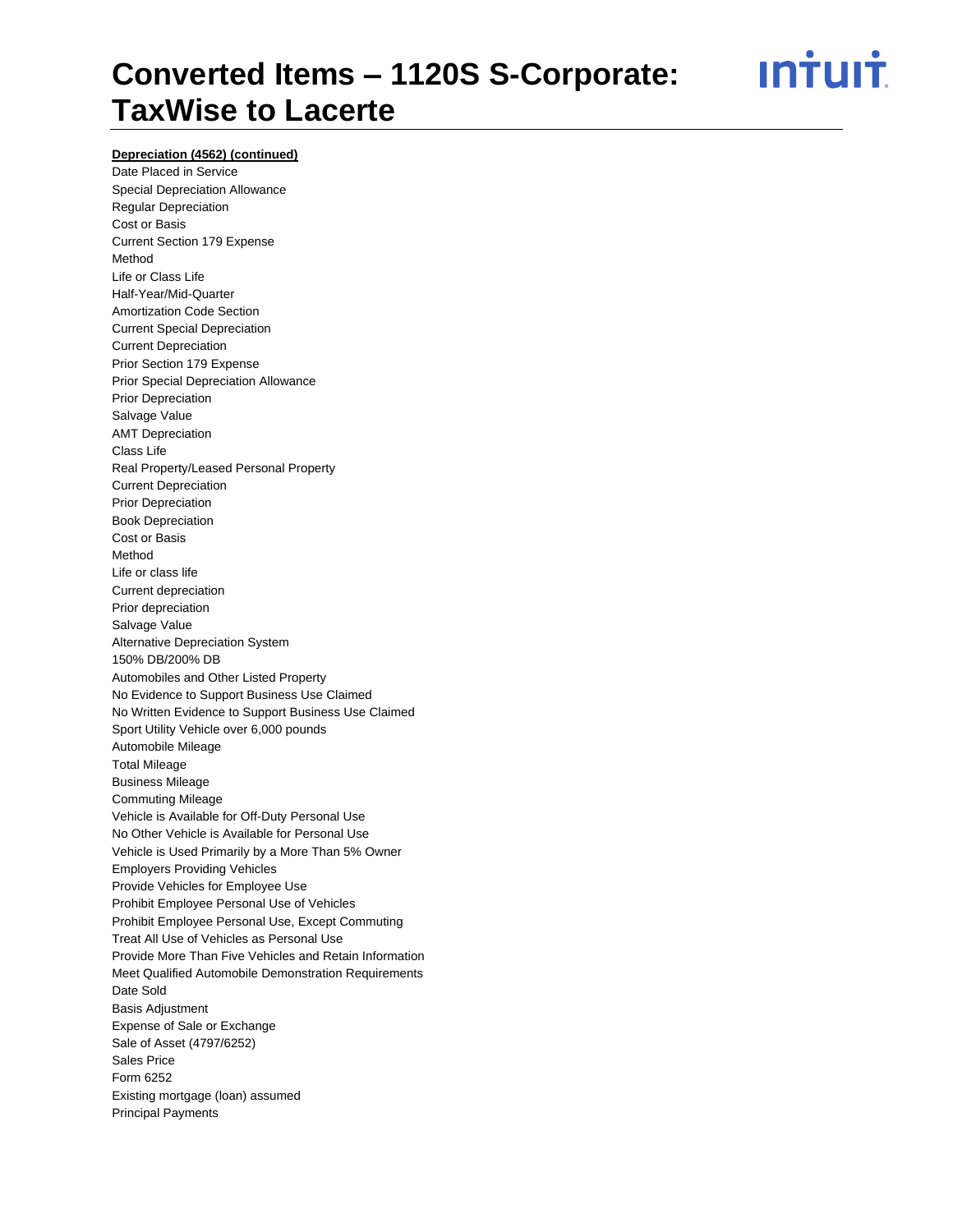**Depreciation (4562) (continued)**

Date Placed in Service
Special Depreciation Allowance
Regular Depreciation
Cost or Basis
Current Section 179 Expense
Method
Life or Class Life
Half-Year/Mid-Quarter
Amortization Code Section
Current Special Depreciation
Current Depreciation
Prior Section 179 Expense
Prior Special Depreciation Allowance
Prior Depreciation
Salvage Value
AMT Depreciation
Class Life
Real Property/Leased Personal Property
Current Depreciation
Prior Depreciation
Book Depreciation
Cost or Basis
Method
Life or class life
Current depreciation
Prior depreciation
Salvage Value
Alternative Depreciation System
150% DB/200% DB
Automobiles and Other Listed Property
No Evidence to Support Business Use Claimed
No Written Evidence to Support Business Use Claimed
Sport Utility Vehicle over 6,000 pounds
Automobile Mileage
Total Mileage
Business Mileage
Commuting Mileage
Vehicle is Available for Off-Duty Personal Use
No Other Vehicle is Available for Personal Use
Vehicle is Used Primarily by a More Than 5% Owner
Employers Providing Vehicles
Provide Vehicles for Employee Use
Prohibit Employee Personal Use of Vehicles
Prohibit Employee Personal Use, Except Commuting
Treat All Use of Vehicles as Personal Use
Provide More Than Five Vehicles and Retain Information
Meet Qualified Automobile Demonstration Requirements
Date Sold
Basis Adjustment
Expense of Sale or Exchange
Sale of Asset (4797/6252)
Sales Price
Form 6252
Existing mortgage (loan) assumed
Principal Payments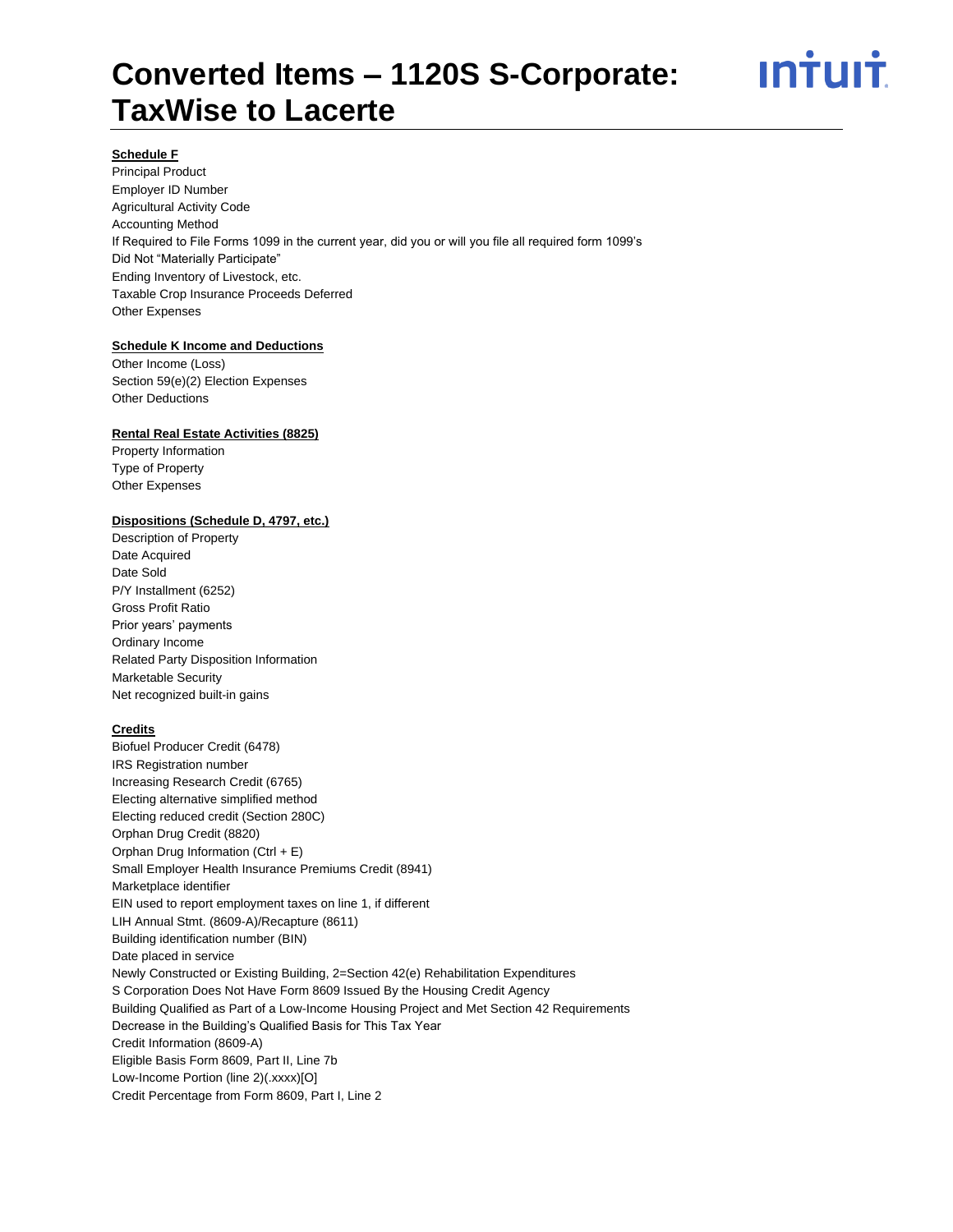# Converted Items – 1120S S-Corporate: TaxWise to Lacerte

**Schedule F**

Principal Product
Employer ID Number
Agricultural Activity Code
Accounting Method
If Required to File Forms 1099 in the current year, did you or will you file all required form 1099's
Did Not "Materially Participate"
Ending Inventory of Livestock, etc.
Taxable Crop Insurance Proceeds Deferred
Other Expenses

**Schedule K Income and Deductions**

Other Income (Loss)
Section 59(e)(2) Election Expenses
Other Deductions

**Rental Real Estate Activities (8825)**

Property Information
Type of Property
Other Expenses

**Dispositions (Schedule D, 4797, etc.)**

Description of Property
Date Acquired
Date Sold
P/Y Installment (6252)
Gross Profit Ratio
Prior years' payments
Ordinary Income
Related Party Disposition Information
Marketable Security
Net recognized built-in gains

**Credits**

Biofuel Producer Credit (6478)
IRS Registration number
Increasing Research Credit (6765)
Electing alternative simplified method
Electing reduced credit (Section 280C)
Orphan Drug Credit (8820)
Orphan Drug Information (Ctrl + E)
Small Employer Health Insurance Premiums Credit (8941)
Marketplace identifier
EIN used to report employment taxes on line 1, if different
LIH Annual Stmt. (8609-A)/Recapture (8611)
Building identification number (BIN)
Date placed in service
Newly Constructed or Existing Building, 2=Section 42(e) Rehabilitation Expenditures
S Corporation Does Not Have Form 8609 Issued By the Housing Credit Agency
Building Qualified as Part of a Low-Income Housing Project and Met Section 42 Requirements
Decrease in the Building's Qualified Basis for This Tax Year
Credit Information (8609-A)
Eligible Basis Form 8609, Part II, Line 7b
Low-Income Portion (line 2)(.xxxx)[O]
Credit Percentage from Form 8609, Part I, Line 2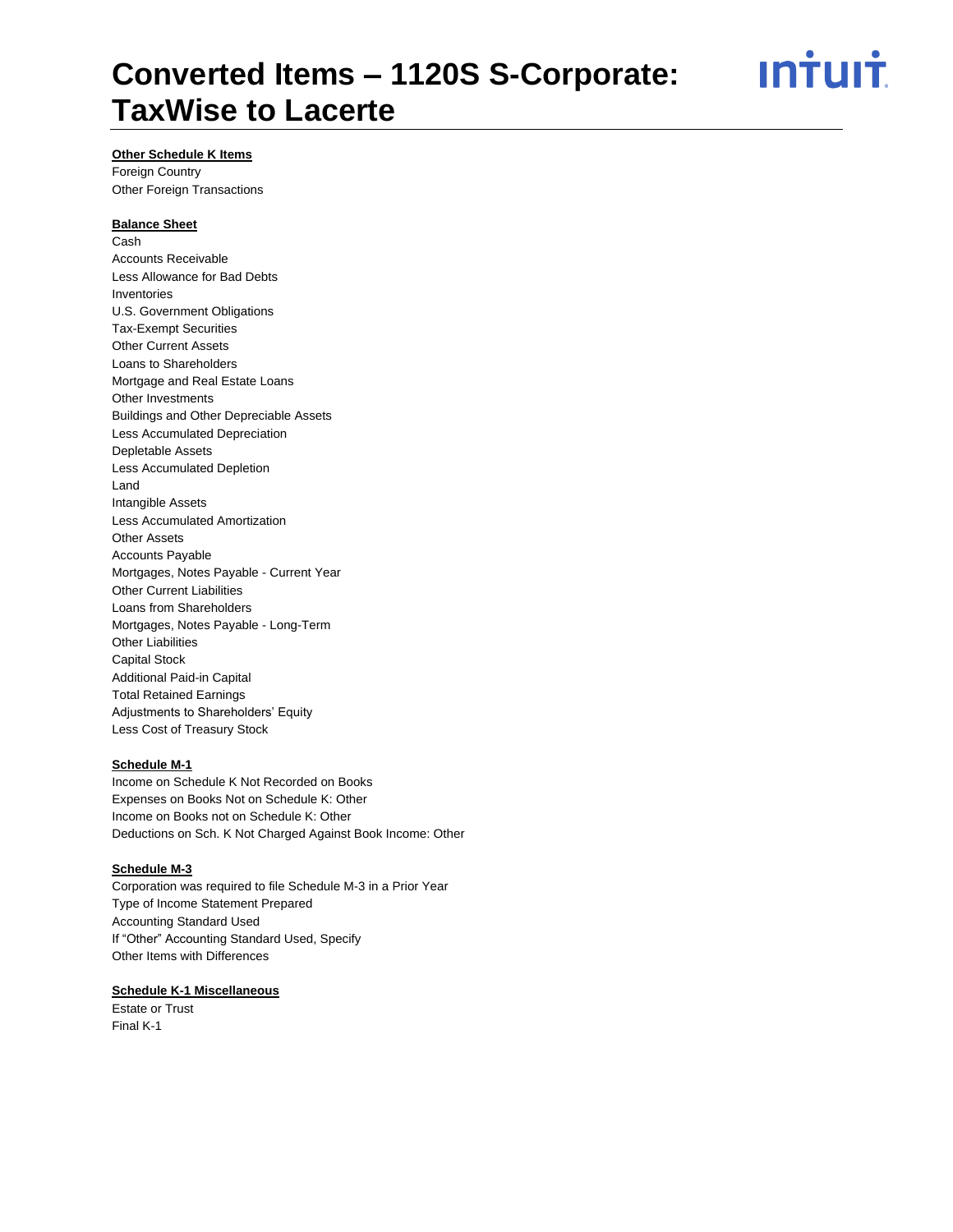# Converted Items – 1120S S-Corporate: TaxWise to Lacerte

**Other Schedule K Items**

Foreign Country
Other Foreign Transactions

**Balance Sheet**

Cash
Accounts Receivable
Less Allowance for Bad Debts
Inventories
U.S. Government Obligations
Tax-Exempt Securities
Other Current Assets
Loans to Shareholders
Mortgage and Real Estate Loans
Other Investments
Buildings and Other Depreciable Assets
Less Accumulated Depreciation
Depletable Assets
Less Accumulated Depletion
Land
Intangible Assets
Less Accumulated Amortization
Other Assets
Accounts Payable
Mortgages, Notes Payable - Current Year
Other Current Liabilities
Loans from Shareholders
Mortgages, Notes Payable - Long-Term
Other Liabilities
Capital Stock
Additional Paid-in Capital
Total Retained Earnings
Adjustments to Shareholders' Equity
Less Cost of Treasury Stock

**Schedule M-1**

Income on Schedule K Not Recorded on Books
Expenses on Books Not on Schedule K: Other
Income on Books not on Schedule K: Other
Deductions on Sch. K Not Charged Against Book Income: Other

**Schedule M-3**

Corporation was required to file Schedule M-3 in a Prior Year
Type of Income Statement Prepared
Accounting Standard Used
If "Other" Accounting Standard Used, Specify
Other Items with Differences

**Schedule K-1 Miscellaneous**

Estate or Trust
Final K-1